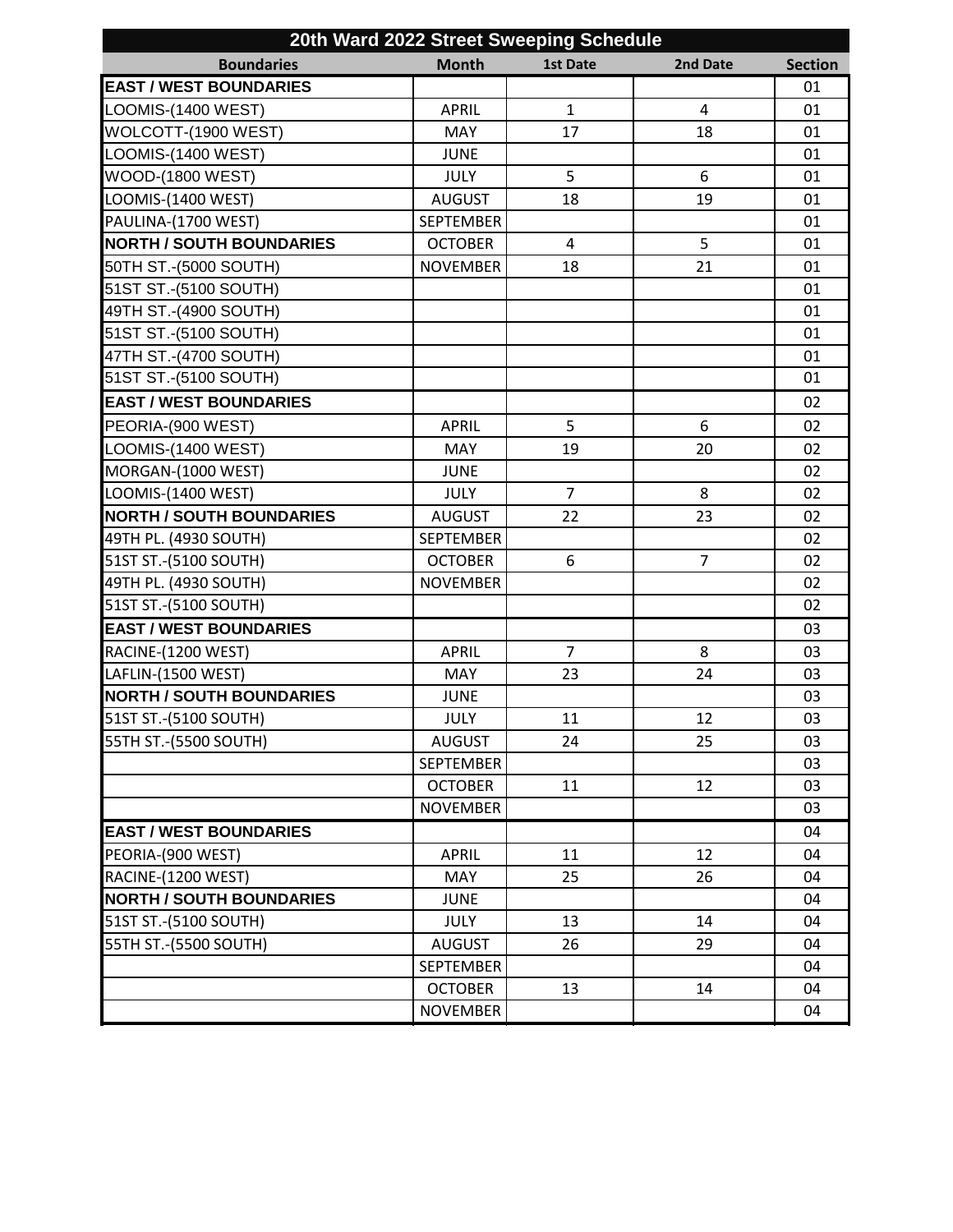# 20th Ward 2022 Street Sweeping Schedule

| Boundaries | Month | 1st Date | 2nd Date | Section |
|---|---|---|---|---|
| **EAST / WEST BOUNDARIES** | | | | 01 |
| LOOMIS-(1400 WEST) | APRIL | 1 | 4 | 01 |
| WOLCOTT-(1900 WEST) | MAY | 17 | 18 | 01 |
| LOOMIS-(1400 WEST) | JUNE | | | 01 |
| WOOD-(1800 WEST) | JULY | 5 | 6 | 01 |
| LOOMIS-(1400 WEST) | AUGUST | 18 | 19 | 01 |
| PAULINA-(1700 WEST) | SEPTEMBER | | | 01 |
| **NORTH / SOUTH BOUNDARIES** | OCTOBER | 4 | 5 | 01 |
| 50TH ST.-(5000 SOUTH) | NOVEMBER | 18 | 21 | 01 |
| 51ST ST.-(5100 SOUTH) | | | | 01 |
| 49TH ST.-(4900 SOUTH) | | | | 01 |
| 51ST ST.-(5100 SOUTH) | | | | 01 |
| 47TH ST.-(4700 SOUTH) | | | | 01 |
| 51ST ST.-(5100 SOUTH) | | | | 01 |
| **EAST / WEST BOUNDARIES** | | | | 02 |
| PEORIA-(900 WEST) | APRIL | 5 | 6 | 02 |
| LOOMIS-(1400 WEST) | MAY | 19 | 20 | 02 |
| MORGAN-(1000 WEST) | JUNE | | | 02 |
| LOOMIS-(1400 WEST) | JULY | 7 | 8 | 02 |
| **NORTH / SOUTH BOUNDARIES** | AUGUST | 22 | 23 | 02 |
| 49TH PL. (4930 SOUTH) | SEPTEMBER | | | 02 |
| 51ST ST.-(5100 SOUTH) | OCTOBER | 6 | 7 | 02 |
| 49TH PL. (4930 SOUTH) | NOVEMBER | | | 02 |
| 51ST ST.-(5100 SOUTH) | | | | 02 |
| **EAST / WEST BOUNDARIES** | | | | 03 |
| RACINE-(1200 WEST) | APRIL | 7 | 8 | 03 |
| LAFLIN-(1500 WEST) | MAY | 23 | 24 | 03 |
| **NORTH / SOUTH BOUNDARIES** | JUNE | | | 03 |
| 51ST ST.-(5100 SOUTH) | JULY | 11 | 12 | 03 |
| 55TH ST.-(5500 SOUTH) | AUGUST | 24 | 25 | 03 |
| | SEPTEMBER | | | 03 |
| | OCTOBER | 11 | 12 | 03 |
| | NOVEMBER | | | 03 |
| **EAST / WEST BOUNDARIES** | | | | 04 |
| PEORIA-(900 WEST) | APRIL | 11 | 12 | 04 |
| RACINE-(1200 WEST) | MAY | 25 | 26 | 04 |
| **NORTH / SOUTH BOUNDARIES** | JUNE | | | 04 |
| 51ST ST.-(5100 SOUTH) | JULY | 13 | 14 | 04 |
| 55TH ST.-(5500 SOUTH) | AUGUST | 26 | 29 | 04 |
| | SEPTEMBER | | | 04 |
| | OCTOBER | 13 | 14 | 04 |
| | NOVEMBER | | | 04 |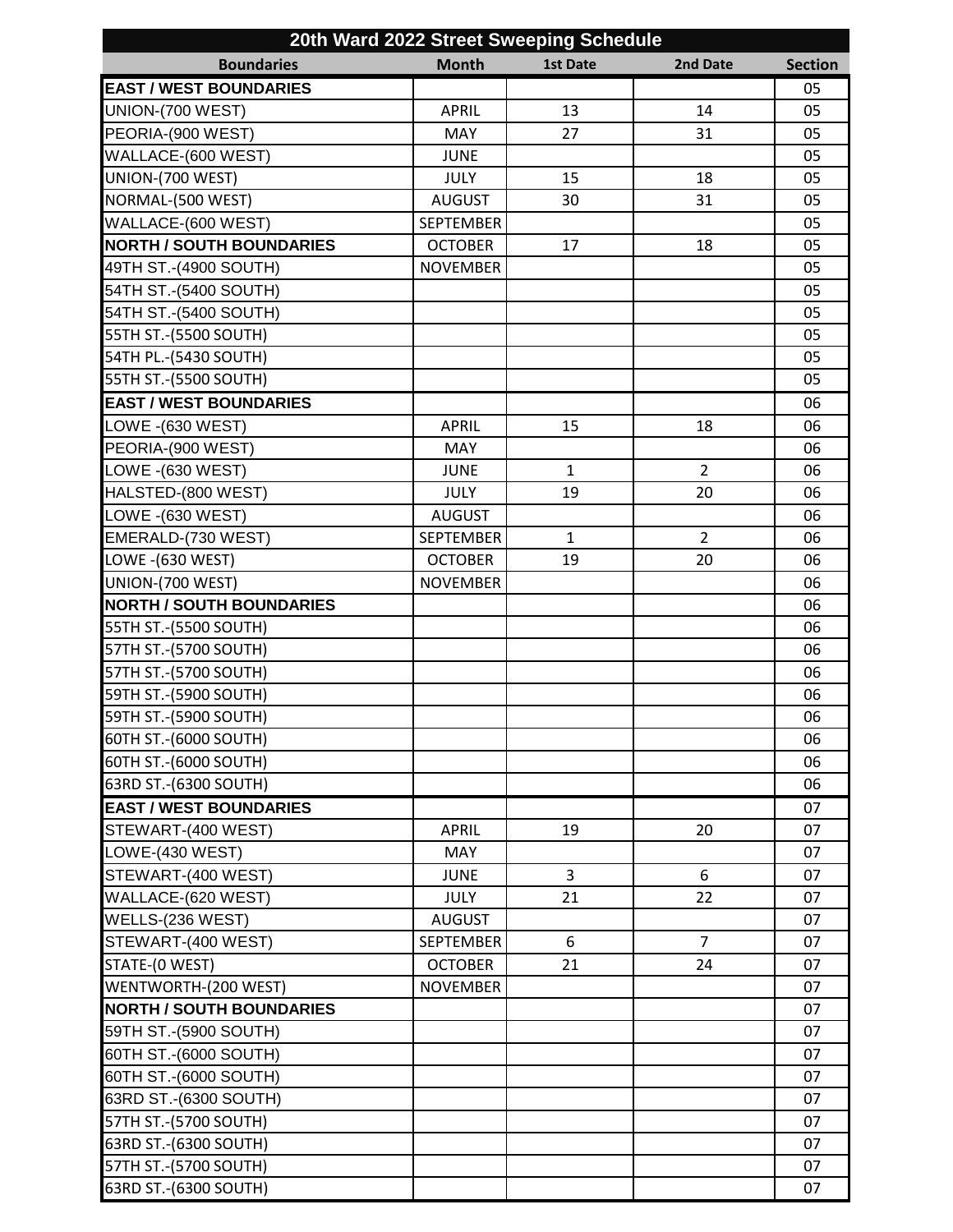| 20th Ward 2022 Street Sweeping Schedule | | | | |
|---|---|---|---|---|
| **Boundaries** | **Month** | **1st Date** | **2nd Date** | **Section** |
| **EAST / WEST BOUNDARIES** | | | | 05 |
| UNION-(700 WEST) | APRIL | 13 | 14 | 05 |
| PEORIA-(900 WEST) | MAY | 27 | 31 | 05 |
| WALLACE-(600 WEST) | JUNE | | | 05 |
| UNION-(700 WEST) | JULY | 15 | 18 | 05 |
| NORMAL-(500 WEST) | AUGUST | 30 | 31 | 05 |
| WALLACE-(600 WEST) | SEPTEMBER | | | 05 |
| **NORTH / SOUTH BOUNDARIES** | OCTOBER | 17 | 18 | 05 |
| 49TH ST.-(4900 SOUTH) | NOVEMBER | | | 05 |
| 54TH ST.-(5400 SOUTH) | | | | 05 |
| 54TH ST.-(5400 SOUTH) | | | | 05 |
| 55TH ST.-(5500 SOUTH) | | | | 05 |
| 54TH PL.-(5430 SOUTH) | | | | 05 |
| 55TH ST.-(5500 SOUTH) | | | | 05 |
| **EAST / WEST BOUNDARIES** | | | | 06 |
| LOWE -(630 WEST) | APRIL | 15 | 18 | 06 |
| PEORIA-(900 WEST) | MAY | | | 06 |
| LOWE -(630 WEST) | JUNE | 1 | 2 | 06 |
| HALSTED-(800 WEST) | JULY | 19 | 20 | 06 |
| LOWE -(630 WEST) | AUGUST | | | 06 |
| EMERALD-(730 WEST) | SEPTEMBER | 1 | 2 | 06 |
| LOWE -(630 WEST) | OCTOBER | 19 | 20 | 06 |
| UNION-(700 WEST) | NOVEMBER | | | 06 |
| **NORTH / SOUTH BOUNDARIES** | | | | 06 |
| 55TH ST.-(5500 SOUTH) | | | | 06 |
| 57TH ST.-(5700 SOUTH) | | | | 06 |
| 57TH ST.-(5700 SOUTH) | | | | 06 |
| 59TH ST.-(5900 SOUTH) | | | | 06 |
| 59TH ST.-(5900 SOUTH) | | | | 06 |
| 60TH ST.-(6000 SOUTH) | | | | 06 |
| 60TH ST.-(6000 SOUTH) | | | | 06 |
| 63RD ST.-(6300 SOUTH) | | | | 06 |
| **EAST / WEST BOUNDARIES** | | | | 07 |
| STEWART-(400 WEST) | APRIL | 19 | 20 | 07 |
| LOWE-(430 WEST) | MAY | | | 07 |
| STEWART-(400 WEST) | JUNE | 3 | 6 | 07 |
| WALLACE-(620 WEST) | JULY | 21 | 22 | 07 |
| WELLS-(236 WEST) | AUGUST | | | 07 |
| STEWART-(400 WEST) | SEPTEMBER | 6 | 7 | 07 |
| STATE-(0 WEST) | OCTOBER | 21 | 24 | 07 |
| WENTWORTH-(200 WEST) | NOVEMBER | | | 07 |
| **NORTH / SOUTH BOUNDARIES** | | | | 07 |
| 59TH ST.-(5900 SOUTH) | | | | 07 |
| 60TH ST.-(6000 SOUTH) | | | | 07 |
| 60TH ST.-(6000 SOUTH) | | | | 07 |
| 63RD ST.-(6300 SOUTH) | | | | 07 |
| 57TH ST.-(5700 SOUTH) | | | | 07 |
| 63RD ST.-(6300 SOUTH) | | | | 07 |
| 57TH ST.-(5700 SOUTH) | | | | 07 |
| 63RD ST.-(6300 SOUTH) | | | | 07 |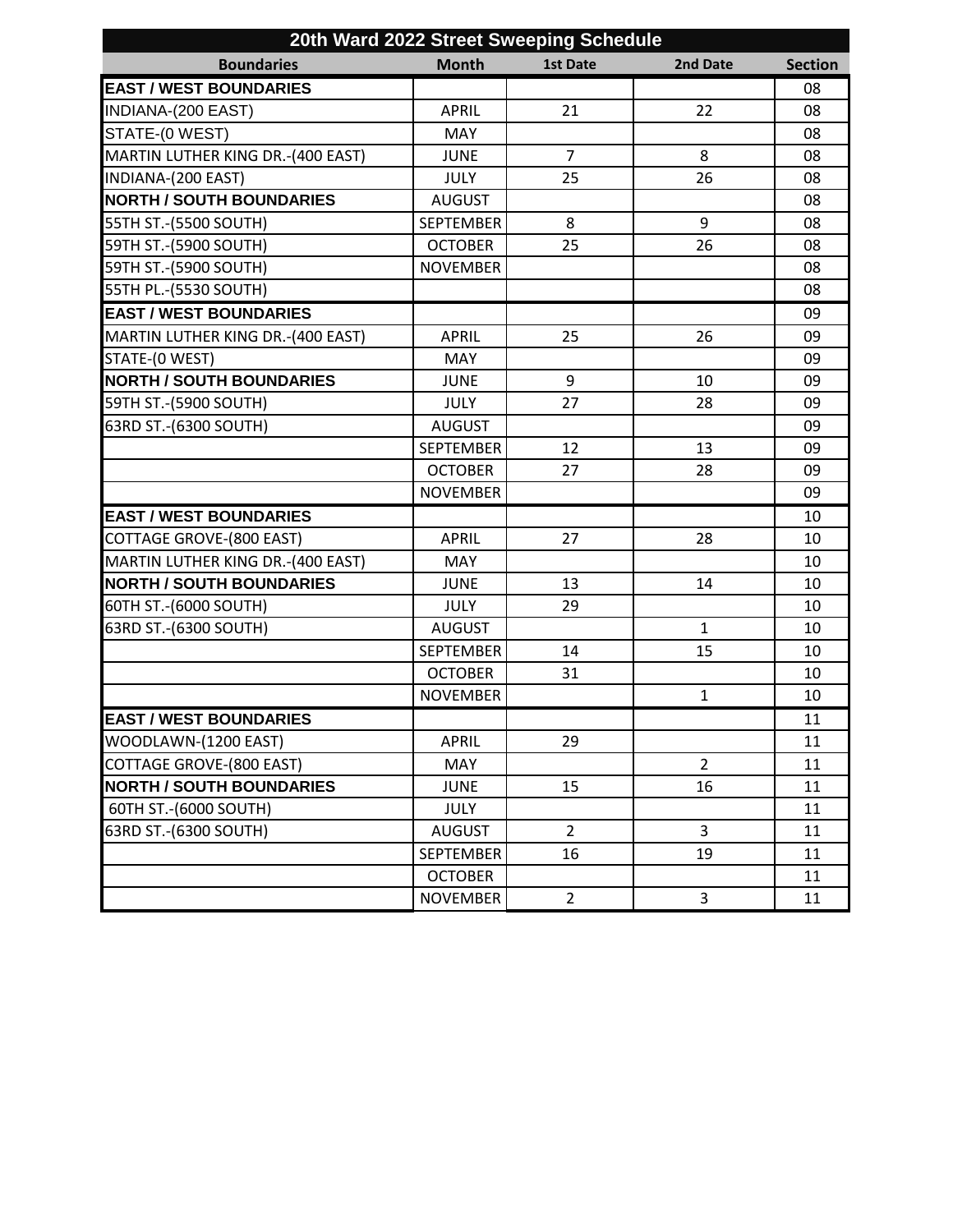# 20th Ward 2022 Street Sweeping Schedule

| Boundaries | Month | 1st Date | 2nd Date | Section |
|---|---|---|---|---|
| **EAST / WEST BOUNDARIES** | | | | 08 |
| INDIANA-(200 EAST) | APRIL | 21 | 22 | 08 |
| STATE-(0 WEST) | MAY | | | 08 |
| MARTIN LUTHER KING DR.-(400 EAST) | JUNE | 7 | 8 | 08 |
| INDIANA-(200 EAST) | JULY | 25 | 26 | 08 |
| **NORTH / SOUTH BOUNDARIES** | AUGUST | | | 08 |
| 55TH ST.-(5500 SOUTH) | SEPTEMBER | 8 | 9 | 08 |
| 59TH ST.-(5900 SOUTH) | OCTOBER | 25 | 26 | 08 |
| 59TH ST.-(5900 SOUTH) | NOVEMBER | | | 08 |
| 55TH PL.-(5530 SOUTH) | | | | 08 |
| **EAST / WEST BOUNDARIES** | | | | 09 |
| MARTIN LUTHER KING DR.-(400 EAST) | APRIL | 25 | 26 | 09 |
| STATE-(0 WEST) | MAY | | | 09 |
| **NORTH / SOUTH BOUNDARIES** | JUNE | 9 | 10 | 09 |
| 59TH ST.-(5900 SOUTH) | JULY | 27 | 28 | 09 |
| 63RD ST.-(6300 SOUTH) | AUGUST | | | 09 |
| | SEPTEMBER | 12 | 13 | 09 |
| | OCTOBER | 27 | 28 | 09 |
| | NOVEMBER | | | 09 |
| **EAST / WEST BOUNDARIES** | | | | 10 |
| COTTAGE GROVE-(800 EAST) | APRIL | 27 | 28 | 10 |
| MARTIN LUTHER KING DR.-(400 EAST) | MAY | | | 10 |
| **NORTH / SOUTH BOUNDARIES** | JUNE | 13 | 14 | 10 |
| 60TH ST.-(6000 SOUTH) | JULY | 29 | | 10 |
| 63RD ST.-(6300 SOUTH) | AUGUST | | 1 | 10 |
| | SEPTEMBER | 14 | 15 | 10 |
| | OCTOBER | 31 | | 10 |
| | NOVEMBER | | 1 | 10 |
| **EAST / WEST BOUNDARIES** | | | | 11 |
| WOODLAWN-(1200 EAST) | APRIL | 29 | | 11 |
| COTTAGE GROVE-(800 EAST) | MAY | | 2 | 11 |
| **NORTH / SOUTH BOUNDARIES** | JUNE | 15 | 16 | 11 |
| 60TH ST.-(6000 SOUTH) | JULY | | | 11 |
| 63RD ST.-(6300 SOUTH) | AUGUST | 2 | 3 | 11 |
| | SEPTEMBER | 16 | 19 | 11 |
| | OCTOBER | | | 11 |
| | NOVEMBER | 2 | 3 | 11 |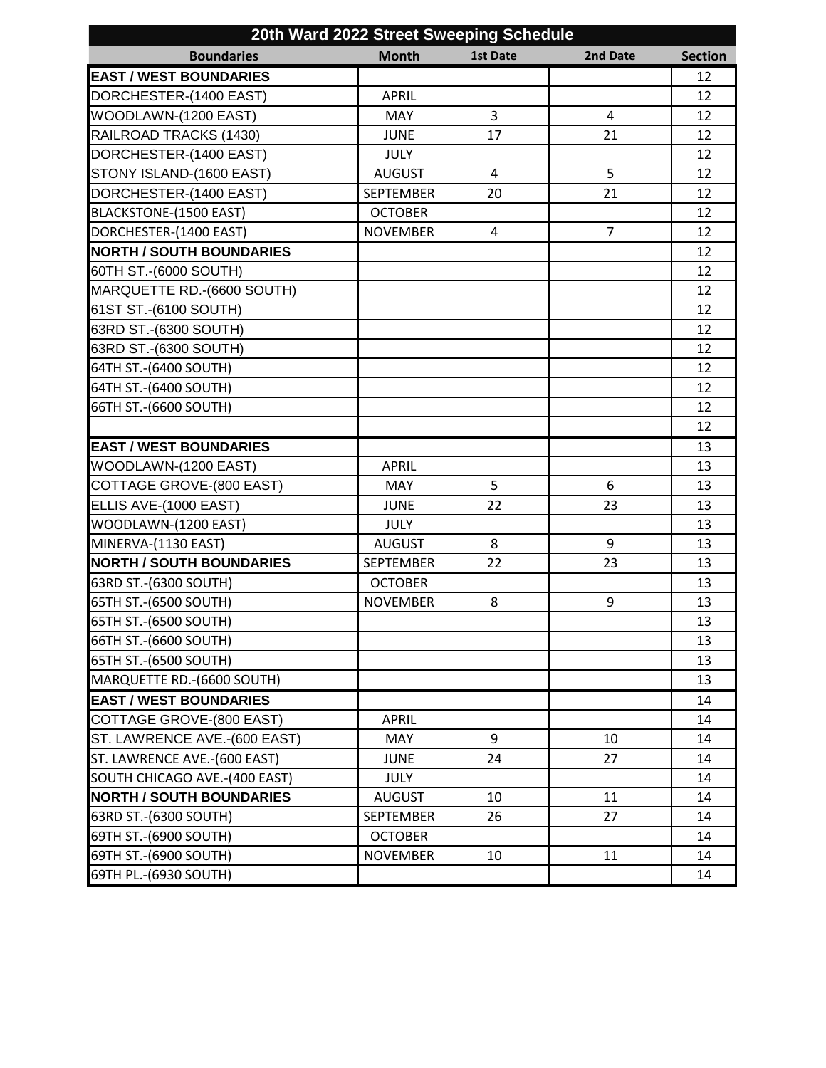| 20th Ward 2022 Street Sweeping Schedule | | | | |
|---|---|---|---|---|
| **Boundaries** | **Month** | **1st Date** | **2nd Date** | **Section** |
| **EAST / WEST BOUNDARIES** | | | | 12 |
| DORCHESTER-(1400 EAST) | APRIL | | | 12 |
| WOODLAWN-(1200 EAST) | MAY | 3 | 4 | 12 |
| RAILROAD TRACKS (1430) | JUNE | 17 | 21 | 12 |
| DORCHESTER-(1400 EAST) | JULY | | | 12 |
| STONY ISLAND-(1600 EAST) | AUGUST | 4 | 5 | 12 |
| DORCHESTER-(1400 EAST) | SEPTEMBER | 20 | 21 | 12 |
| BLACKSTONE-(1500 EAST) | OCTOBER | | | 12 |
| DORCHESTER-(1400 EAST) | NOVEMBER | 4 | 7 | 12 |
| **NORTH / SOUTH BOUNDARIES** | | | | 12 |
| 60TH ST.-(6000 SOUTH) | | | | 12 |
| MARQUETTE RD.-(6600 SOUTH) | | | | 12 |
| 61ST ST.-(6100 SOUTH) | | | | 12 |
| 63RD ST.-(6300 SOUTH) | | | | 12 |
| 63RD ST.-(6300 SOUTH) | | | | 12 |
| 64TH ST.-(6400 SOUTH) | | | | 12 |
| 64TH ST.-(6400 SOUTH) | | | | 12 |
| 66TH ST.-(6600 SOUTH) | | | | 12 |
| | | | | 12 |
| **EAST / WEST BOUNDARIES** | | | | 13 |
| WOODLAWN-(1200 EAST) | APRIL | | | 13 |
| COTTAGE GROVE-(800 EAST) | MAY | 5 | 6 | 13 |
| ELLIS AVE-(1000 EAST) | JUNE | 22 | 23 | 13 |
| WOODLAWN-(1200 EAST) | JULY | | | 13 |
| MINERVA-(1130 EAST) | AUGUST | 8 | 9 | 13 |
| **NORTH / SOUTH BOUNDARIES** | SEPTEMBER | 22 | 23 | 13 |
| 63RD ST.-(6300 SOUTH) | OCTOBER | | | 13 |
| 65TH ST.-(6500 SOUTH) | NOVEMBER | 8 | 9 | 13 |
| 65TH ST.-(6500 SOUTH) | | | | 13 |
| 66TH ST.-(6600 SOUTH) | | | | 13 |
| 65TH ST.-(6500 SOUTH) | | | | 13 |
| MARQUETTE RD.-(6600 SOUTH) | | | | 13 |
| **EAST / WEST BOUNDARIES** | | | | 14 |
| COTTAGE GROVE-(800 EAST) | APRIL | | | 14 |
| ST. LAWRENCE AVE.-(600 EAST) | MAY | 9 | 10 | 14 |
| ST. LAWRENCE AVE.-(600 EAST) | JUNE | 24 | 27 | 14 |
| SOUTH CHICAGO AVE.-(400 EAST) | JULY | | | 14 |
| **NORTH / SOUTH BOUNDARIES** | AUGUST | 10 | 11 | 14 |
| 63RD ST.-(6300 SOUTH) | SEPTEMBER | 26 | 27 | 14 |
| 69TH ST.-(6900 SOUTH) | OCTOBER | | | 14 |
| 69TH ST.-(6900 SOUTH) | NOVEMBER | 10 | 11 | 14 |
| 69TH PL.-(6930 SOUTH) | | | | 14 |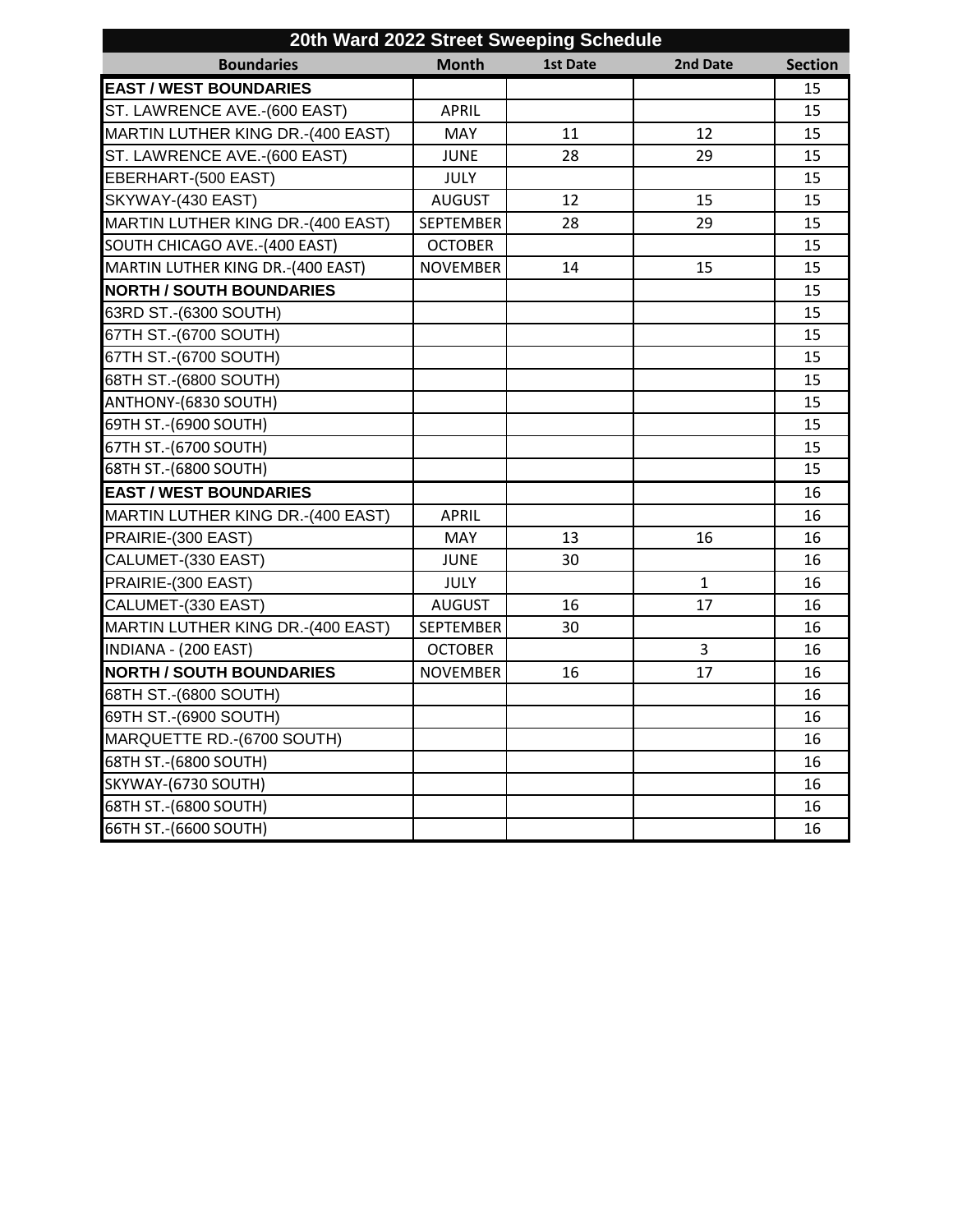| 20th Ward 2022 Street Sweeping Schedule | | | | |
|---|---|---|---|---|
| **Boundaries** | **Month** | **1st Date** | **2nd Date** | **Section** |
| **EAST / WEST BOUNDARIES** | | | | 15 |
| ST. LAWRENCE AVE.-(600 EAST) | APRIL | | | 15 |
| MARTIN LUTHER KING DR.-(400 EAST) | MAY | 11 | 12 | 15 |
| ST. LAWRENCE AVE.-(600 EAST) | JUNE | 28 | 29 | 15 |
| EBERHART-(500 EAST) | JULY | | | 15 |
| SKYWAY-(430 EAST) | AUGUST | 12 | 15 | 15 |
| MARTIN LUTHER KING DR.-(400 EAST) | SEPTEMBER | 28 | 29 | 15 |
| SOUTH CHICAGO AVE.-(400 EAST) | OCTOBER | | | 15 |
| MARTIN LUTHER KING DR.-(400 EAST) | NOVEMBER | 14 | 15 | 15 |
| **NORTH / SOUTH BOUNDARIES** | | | | 15 |
| 63RD ST.-(6300 SOUTH) | | | | 15 |
| 67TH ST.-(6700 SOUTH) | | | | 15 |
| 67TH ST.-(6700 SOUTH) | | | | 15 |
| 68TH ST.-(6800 SOUTH) | | | | 15 |
| ANTHONY-(6830 SOUTH) | | | | 15 |
| 69TH ST.-(6900 SOUTH) | | | | 15 |
| 67TH ST.-(6700 SOUTH) | | | | 15 |
| 68TH ST.-(6800 SOUTH) | | | | 15 |
| **EAST / WEST BOUNDARIES** | | | | 16 |
| MARTIN LUTHER KING DR.-(400 EAST) | APRIL | | | 16 |
| PRAIRIE-(300 EAST) | MAY | 13 | 16 | 16 |
| CALUMET-(330 EAST) | JUNE | 30 | | 16 |
| PRAIRIE-(300 EAST) | JULY | | 1 | 16 |
| CALUMET-(330 EAST) | AUGUST | 16 | 17 | 16 |
| MARTIN LUTHER KING DR.-(400 EAST) | SEPTEMBER | 30 | | 16 |
| INDIANA - (200 EAST) | OCTOBER | | 3 | 16 |
| **NORTH / SOUTH BOUNDARIES** | NOVEMBER | 16 | 17 | 16 |
| 68TH ST.-(6800 SOUTH) | | | | 16 |
| 69TH ST.-(6900 SOUTH) | | | | 16 |
| MARQUETTE RD.-(6700 SOUTH) | | | | 16 |
| 68TH ST.-(6800 SOUTH) | | | | 16 |
| SKYWAY-(6730 SOUTH) | | | | 16 |
| 68TH ST.-(6800 SOUTH) | | | | 16 |
| 66TH ST.-(6600 SOUTH) | | | | 16 |